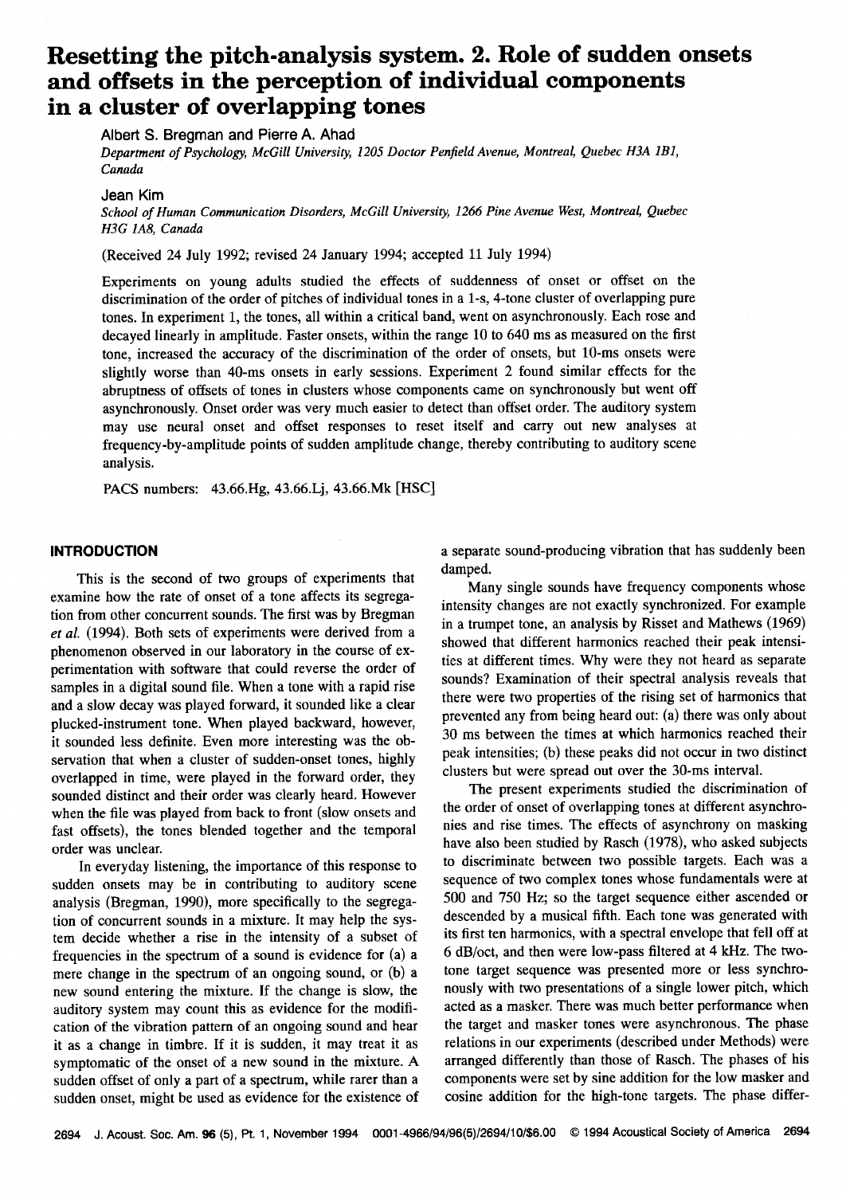# Resetting the pitch-analysis system. 2. Role of sudden onsets and offsets in the perception of individual components in a cluster of overlapping tones

Albert S. Bregman and Pierre A. Ahad

*Department of Psychology, McGill University, 1205 Doctor Penfield Avenue, Montreal, Quebec H3A 1B1, Canada*

Jean Kim

*School of Human Communication Disorders, McGill University, 1266 Pine Avenue West, Montreal, Quebec H3G 1A8, Canada*

(Received 24 July 1992; revised 24 January 1994; accepted 11 July 1994)

Experiments on young adults studied the effects of suddenness of onset or offset on the discrimination of the order of pitches of individual tones in a 1-s, 4-tone cluster of overlapping pure tones. In experiment 1, the tones, all within a critical band, went on asynchronously. Each rose and decayed linearly in amplitude. Faster onsets, within the range 10 to 640 ms as measured on the first tone, increased the accuracy of the discrimination of the order of onsets, but 10-ms onsets were slightly worse than 40-ms onsets in early sessions. Experiment 2 found similar effects for the abruptness of offsets of tones in clusters whose components came on synchronously but went off asynchronously. Onset order was very much easier to detect than offset order. The auditory system may use neural onset and offset responses to reset itself and carry out new analyses at frequency-by-amplitude points of sudden amplitude change, thereby contributing to auditory scene analysis.

PACS numbers: 43.66.Hg, 43.66.Lj, 43.66.Mk [HSC]

## INTRODUCTION

This is the second of two groups of experiments that examine how the rate of onset of a tone affects its segregation from other concurrent sounds. The first was by Bregman *et al.* (1994). Both sets of experiments were derived from a phenomenon observed in our laboratory in the course of experimentation with software that could reverse the order of samples in a digital sound file. When a tone with a rapid rise and a slow decay was played forward, it sounded like a clear plucked-instrument tone. When played backward, however, it sounded less definite. Even more interesting was the observation that when a cluster of sudden-onset tones, highly overlapped in time, were played in the forward order, they sounded distinct and their order was clearly heard. However when the file was played from back to front (slow onsets and fast offsets), the tones blended together and the temporal order was unclear.

In everyday listening, the importance of this response to sudden onsets may be in contributing to auditory scene analysis (Bregman, 1990), more specifically to the segregation of concurrent sounds in a mixture. It may help the system decide whether a rise in the intensity of a subset of frequencies in the spectrum of a sound is evidence for (a) a mere change in the spectrum of an ongoing sound, or (b) a new sound entering the mixture. If the change is slow, the auditory system may count this as evidence for the modification of the vibration pattern of an ongoing sound and hear it as a change in timbre. If it is sudden, it may treat it as symptomatic of the onset of a new sound in the mixture. A sudden offset of only a part of a spectrum, while rarer than a sudden onset, might be used as evidence for the existence of a separate sound-producing vibration that has suddenly been damped.

Many single sounds have frequency components whose intensity changes are not exactly synchronized. For example in a trumpet tone, an analysis by Risset and Mathews (1969) showed that different harmonics reached their peak intensities at different times. Why were they not heard as separate sounds? Examination of their spectral analysis reveals that there were two properties of the rising set of harmonics that prevented any from being heard out: (a) there was only about 30 ms between the times at which harmonics reached their peak intensities; (b) these peaks did not occur in two distinct clusters but were spread out over the 30-ms interval.

The present experiments studied the discrimination of the order of onset of overlapping tones at different asynchronies and rise times. The effects of asynchrony on masking have also been studied by Rasch (1978), who asked subjects to discriminate between two possible targets. Each was a sequence of two complex tones whose fundamentals were at 500 and 750 Hz; so the target sequence either ascended or descended by a musical fifth. Each tone was generated with its first ten harmonics, with a spectral envelope that fell off at 6 dB/oct, and then were low-pass filtered at 4 kHz. The two-tone target sequence was presented more or less synchronously with two presentations of a single lower pitch, which acted as a masker. There was much better performance when the target and masker tones were asynchronous. The phase relations in our experiments (described under Methods) were arranged differently than those of Rasch. The phases of his components were set by sine addition for the low masker and cosine addition for the high-tone targets. The phase differ-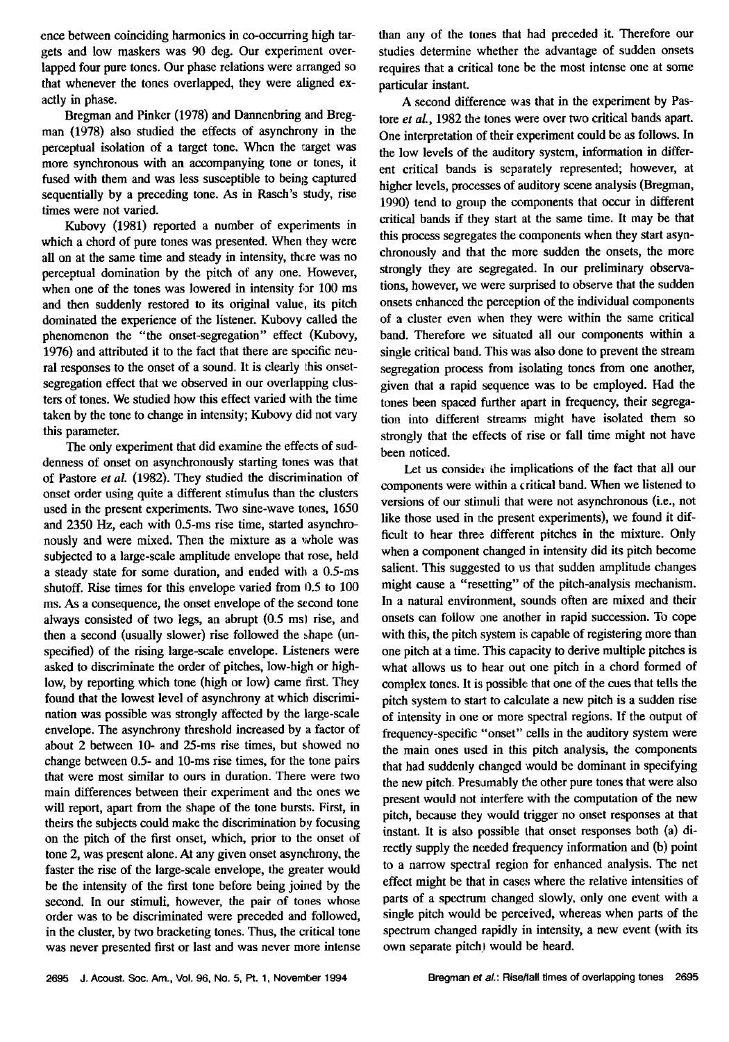ence between coinciding harmonics in co-occurring high targets and low maskers was 90 deg. Our experiment overlapped four pure tones. Our phase relations were arranged so that whenever the tones overlapped, they were aligned exactly in phase.

Bregman and Pinker (1978) and Dannenbring and Bregman (1978) also studied the effects of asynchrony in the perceptual isolation of a target tone. When the target was more synchronous with an accompanying tone or tones, it fused with them and was less susceptible to being captured sequentially by a preceding tone. As in Rasch's study, rise times were not varied.

Kubovy (1981) reported a number of experiments in which a chord of pure tones was presented. When they were all on at the same time and steady in intensity, there was no perceptual domination by the pitch of any one. However, when one of the tones was lowered in intensity for 100 ms and then suddenly restored to its original value, its pitch dominated the experience of the listener. Kubovy called the phenomenon the "onset-segregation" effect (Kubovy, 1976) and attributed it to the fact that there are specific neural responses to the onset of a sound. It is clearly this onset-segregation effect that we observed in our overlapping clusters of tones. We studied how this effect varied with the time taken by the tone to change in intensity; Kubovy did not vary this parameter.

The only experiment that did examine the effects of suddenness of onset on asynchronously starting tones was that of Pastore *et al.* (1982). They studied the discrimination of onset order using quite a different stimulus than the clusters used in the present experiments. Two sine-wave tones, 1650 and 2350 Hz, each with 0.5-ms rise time, started asynchronously and were mixed. Then the mixture as a whole was subjected to a large-scale amplitude envelope that rose, held a steady state for some duration, and ended with a 0.5-ms shutoff. Rise times for this envelope varied from 0.5 to 100 ms. As a consequence, the onset envelope of the second tone always consisted of two legs, an abrupt (0.5 ms) rise, and then a second (usually slower) rise followed the shape (unspecified) of the rising large-scale envelope. Listeners were asked to discriminate the order of pitches, low-high or high-low, by reporting which tone (high or low) came first. They found that the lowest level of asynchrony at which discrimination was possible was strongly affected by the large-scale envelope. The asynchrony threshold increased by a factor of about 2 between 10- and 25-ms rise times, but showed no change between 0.5- and 10-ms rise times, for the tone pairs that were most similar to ours in duration. There were two main differences between their experiment and the ones we will report, apart from the shape of the tone bursts. First, in theirs the subjects could make the discrimination by focusing on the pitch of the first onset, which, prior to the onset of tone 2, was present alone. At any given onset asynchrony, the faster the rise of the large-scale envelope, the greater would be the intensity of the first tone before being joined by the second. In our stimuli, however, the pair of tones whose order was to be discriminated were preceded and followed, in the cluster, by two bracketing tones. Thus, the critical tone was never presented first or last and was never more intense than any of the tones that had preceded it. Therefore our studies determine whether the advantage of sudden onsets requires that a critical tone be the most intense one at some particular instant.

A second difference was that in the experiment by Pastore *et al.*, 1982 the tones were over two critical bands apart. One interpretation of their experiment could be as follows. In the low levels of the auditory system, information in different critical bands is separately represented; however, at higher levels, processes of auditory scene analysis (Bregman, 1990) tend to group the components that occur in different critical bands if they start at the same time. It may be that this process segregates the components when they start asynchronously and that the more sudden the onsets, the more strongly they are segregated. In our preliminary observations, however, we were surprised to observe that the sudden onsets enhanced the perception of the individual components of a cluster even when they were within the same critical band. Therefore we situated all our components within a single critical band. This was also done to prevent the stream segregation process from isolating tones from one another, given that a rapid sequence was to be employed. Had the tones been spaced further apart in frequency, their segregation into different streams might have isolated them so strongly that the effects of rise or fall time might not have been noticed.

Let us consider the implications of the fact that all our components were within a critical band. When we listened to versions of our stimuli that were not asynchronous (i.e., not like those used in the present experiments), we found it difficult to hear three different pitches in the mixture. Only when a component changed in intensity did its pitch become salient. This suggested to us that sudden amplitude changes might cause a "resetting" of the pitch-analysis mechanism. In a natural environment, sounds often are mixed and their onsets can follow one another in rapid succession. To cope with this, the pitch system is capable of registering more than one pitch at a time. This capacity to derive multiple pitches is what allows us to hear out one pitch in a chord formed of complex tones. It is possible that one of the cues that tells the pitch system to start to calculate a new pitch is a sudden rise of intensity in one or more spectral regions. If the output of frequency-specific "onset" cells in the auditory system were the main ones used in this pitch analysis, the components that had suddenly changed would be dominant in specifying the new pitch. Presumably the other pure tones that were also present would not interfere with the computation of the new pitch, because they would trigger no onset responses at that instant. It is also possible that onset responses both (a) directly supply the needed frequency information and (b) point to a narrow spectral region for enhanced analysis. The net effect might be that in cases where the relative intensities of parts of a spectrum changed slowly, only one event with a single pitch would be perceived, whereas when parts of the spectrum changed rapidly in intensity, a new event (with its own separate pitch) would be heard.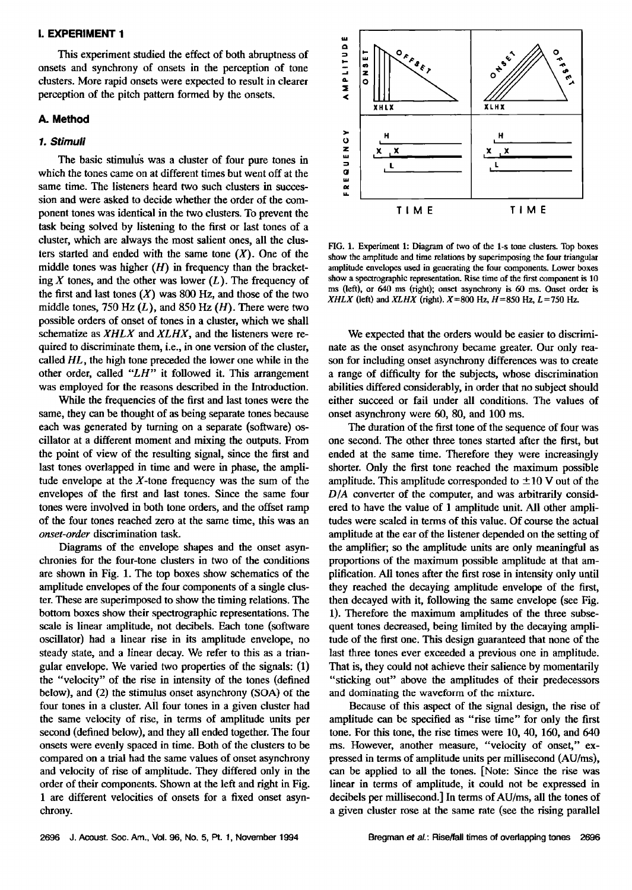## I. EXPERIMENT 1

This experiment studied the effect of both abruptness of onsets and synchrony of onsets in the perception of tone clusters. More rapid onsets were expected to result in clearer perception of the pitch pattern formed by the onsets.

### A. Method

#### 1. Stimuli

The basic stimulus was a cluster of four pure tones in which the tones came on at different times but went off at the same time. The listeners heard two such clusters in succession and were asked to decide whether the order of the component tones was identical in the two clusters. To prevent the task being solved by listening to the first or last tones of a cluster, which are always the most salient ones, all the clusters started and ended with the same tone ($X$). One of the middle tones was higher ($H$) in frequency than the bracketing $X$ tones, and the other was lower ($L$). The frequency of the first and last tones ($X$) was 800 Hz, and those of the two middle tones, 750 Hz ($L$), and 850 Hz ($H$). There were two possible orders of onset of tones in a cluster, which we shall schematize as $XHLX$ and $XLHX$, and the listeners were required to discriminate them, i.e., in one version of the cluster, called $HL$, the high tone preceded the lower one while in the other order, called "$LH$" it followed it. This arrangement was employed for the reasons described in the Introduction.

While the frequencies of the first and last tones were the same, they can be thought of as being separate tones because each was generated by turning on a separate (software) oscillator at a different moment and mixing the outputs. From the point of view of the resulting signal, since the first and last tones overlapped in time and were in phase, the amplitude envelope at the $X$-tone frequency was the sum of the envelopes of the first and last tones. Since the same four tones were involved in both tone orders, and the offset ramp of the four tones reached zero at the same time, this was an *onset-order* discrimination task.

Diagrams of the envelope shapes and the onset asynchronies for the four-tone clusters in two of the conditions are shown in Fig. 1. The top boxes show schematics of the amplitude envelopes of the four components of a single cluster. These are superimposed to show the timing relations. The bottom boxes show their spectrographic representations. The scale is linear amplitude, not decibels. Each tone (software oscillator) had a linear rise in its amplitude envelope, no steady state, and a linear decay. We refer to this as a triangular envelope. We varied two properties of the signals: (1) the "velocity" of the rise in intensity of the tones (defined below), and (2) the stimulus onset asynchrony (SOA) of the four tones in a cluster. All four tones in a given cluster had the same velocity of rise, in terms of amplitude units per second (defined below), and they all ended together. The four onsets were evenly spaced in time. Both of the clusters to be compared on a trial had the same values of onset asynchrony and velocity of rise of amplitude. They differed only in the order of their components. Shown at the left and right in Fig. 1 are different velocities of onsets for a fixed onset asynchrony.

FIG. 1. Experiment 1: Diagram of two of the 1-s tone clusters. Top boxes show the amplitude and time relations by superimposing the four triangular amplitude envelopes used in generating the four components. Lower boxes show a spectrographic representation. Rise time of the first component is 10 ms (left), or 640 ms (right); onset asynchrony is 60 ms. Onset order is $XHLX$ (left) and $XLHX$ (right). $X$=800 Hz, $H$=850 Hz, $L$=750 Hz.

We expected that the orders would be easier to discriminate as the onset asynchrony became greater. Our only reason for including onset asynchrony differences was to create a range of difficulty for the subjects, whose discrimination abilities differed considerably, in order that no subject should either succeed or fail under all conditions. The values of onset asynchrony were 60, 80, and 100 ms.

The duration of the first tone of the sequence of four was one second. The other three tones started after the first, but ended at the same time. Therefore they were increasingly shorter. Only the first tone reached the maximum possible amplitude. This amplitude corresponded to $\pm 10$ V out of the $D/A$ converter of the computer, and was arbitrarily considered to have the value of 1 amplitude unit. All other amplitudes were scaled in terms of this value. Of course the actual amplitude at the ear of the listener depended on the setting of the amplifier; so the amplitude units are only meaningful as proportions of the maximum possible amplitude at that amplification. All tones after the first rose in intensity only until they reached the decaying amplitude envelope of the first, then decayed with it, following the same envelope (see Fig. 1). Therefore the maximum amplitudes of the three subsequent tones decreased, being limited by the decaying amplitude of the first one. This design guaranteed that none of the last three tones ever exceeded a previous one in amplitude. That is, they could not achieve their salience by momentarily "sticking out" above the amplitudes of their predecessors and dominating the waveform of the mixture.

Because of this aspect of the signal design, the rise of amplitude can be specified as "rise time" for only the first tone. For this tone, the rise times were 10, 40, 160, and 640 ms. However, another measure, "velocity of onset," expressed in terms of amplitude units per millisecond (AU/ms), can be applied to all the tones. [Note: Since the rise was linear in terms of amplitude, it could not be expressed in decibels per millisecond.] In terms of AU/ms, all the tones of a given cluster rose at the same rate (see the rising parallel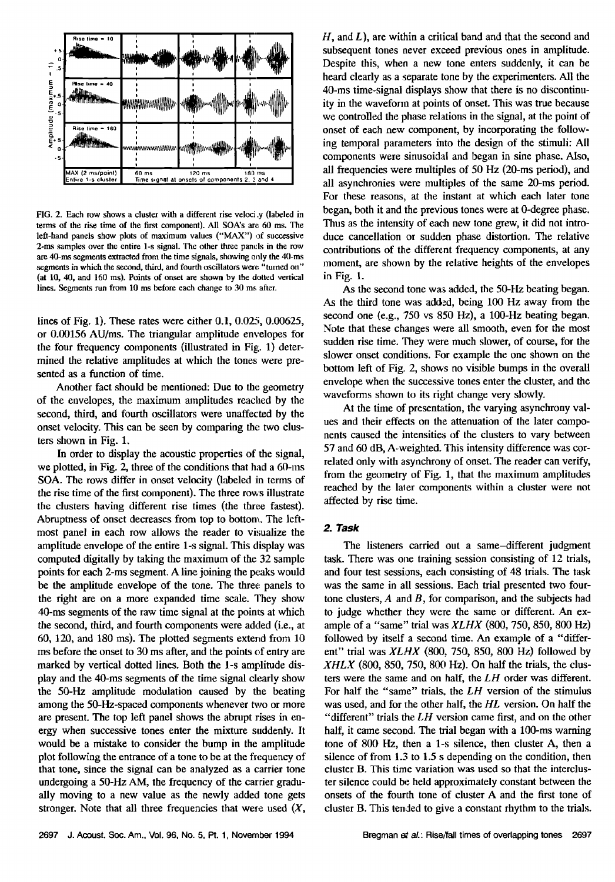FIG. 2. Each row shows a cluster with a different rise velocity (labeled in terms of the rise time of the first component). All SOA's are 60 ms. The left-hand panels show plots of maximum values ("MAX") of successive 2-ms samples over the entire 1-s signal. The other three panels in the row are 40-ms segments extracted from the time signals, showing only the 40-ms segments in which the second, third, and fourth oscillators were "turned on" (at 10, 40, and 160 ms). Points of onset are shown by the dotted vertical lines. Segments run from 10 ms before each change to 30 ms after.

lines of Fig. 1). These rates were either 0.1, 0.025, 0.00625, or 0.00156 AU/ms. The triangular amplitude envelopes for the four frequency components (illustrated in Fig. 1) determined the relative amplitudes at which the tones were presented as a function of time.

Another fact should be mentioned: Due to the geometry of the envelopes, the maximum amplitudes reached by the second, third, and fourth oscillators were unaffected by the onset velocity. This can be seen by comparing the two clusters shown in Fig. 1.

In order to display the acoustic properties of the signal, we plotted, in Fig. 2, three of the conditions that had a 60-ms SOA. The rows differ in onset velocity (labeled in terms of the rise time of the first component). The three rows illustrate the clusters having different rise times (the three fastest). Abruptness of onset decreases from top to bottom. The left-most panel in each row allows the reader to visualize the amplitude envelope of the entire 1-s signal. This display was computed digitally by taking the maximum of the 32 sample points for each 2-ms segment. A line joining the peaks would be the amplitude envelope of the tone. The three panels to the right are on a more expanded time scale. They show 40-ms segments of the raw time signal at the points at which the second, third, and fourth components were added (i.e., at 60, 120, and 180 ms). The plotted segments extend from 10 ms before the onset to 30 ms after, and the points of entry are marked by vertical dotted lines. Both the 1-s amplitude display and the 40-ms segments of the time signal clearly show the 50-Hz amplitude modulation caused by the beating among the 50-Hz-spaced components whenever two or more are present. The top left panel shows the abrupt rises in energy when successive tones enter the mixture suddenly. It would be a mistake to consider the bump in the amplitude plot following the entrance of a tone to be at the frequency of that tone, since the signal can be analyzed as a carrier tone undergoing a 50-Hz AM, the frequency of the carrier gradually moving to a new value as the newly added tone gets stronger. Note that all three frequencies that were used ($X$, $H$, and $L$), are within a critical band and that the second and subsequent tones never exceed previous ones in amplitude. Despite this, when a new tone enters suddenly, it can be heard clearly as a separate tone by the experimenters. All the 40-ms time-signal displays show that there is no discontinuity in the waveform at points of onset. This was true because we controlled the phase relations in the signal, at the point of onset of each new component, by incorporating the following temporal parameters into the design of the stimuli: All components were sinusoidal and began in sine phase. Also, all frequencies were multiples of 50 Hz (20-ms period), and all asynchronies were multiples of the same 20-ms period. For these reasons, at the instant at which each later tone began, both it and the previous tones were at 0-degree phase. Thus as the intensity of each new tone grew, it did not introduce cancellation or sudden phase distortion. The relative contributions of the different frequency components, at any moment, are shown by the relative heights of the envelopes in Fig. 1.

As the second tone was added, the 50-Hz beating began. As the third tone was added, being 100 Hz away from the second one (e.g., 750 vs 850 Hz), a 100-Hz beating began. Note that these changes were all smooth, even for the most sudden rise time. They were much slower, of course, for the slower onset conditions. For example the one shown on the bottom left of Fig. 2, shows no visible bumps in the overall envelope when the successive tones enter the cluster, and the waveforms shown to its right change very slowly.

At the time of presentation, the varying asynchrony values and their effects on the attenuation of the later components caused the intensities of the clusters to vary between 57 and 60 dB, A-weighted. This intensity difference was correlated only with asynchrony of onset. The reader can verify, from the geometry of Fig. 1, that the maximum amplitudes reached by the later components within a cluster were not affected by rise time.

### 2. Task

The listeners carried out a same–different judgment task. There was one training session consisting of 12 trials, and four test sessions, each consisting of 48 trials. The task was the same in all sessions. Each trial presented two four-tone clusters, $A$ and $B$, for comparison, and the subjects had to judge whether they were the same or different. An example of a "same" trial was $XLHX$ (800, 750, 850, 800 Hz) followed by itself a second time. An example of a "different" trial was $XLHX$ (800, 750, 850, 800 Hz) followed by $XHLX$ (800, 850, 750, 800 Hz). On half the trials, the clusters were the same and on half, the $LH$ order was different. For half the "same" trials, the $LH$ version of the stimulus was used, and for the other half, the $HL$ version. On half the "different" trials the $LH$ version came first, and on the other half, it came second. The trial began with a 100-ms warning tone of 800 Hz, then a 1-s silence, then cluster A, then a silence of from 1.3 to 1.5 s depending on the condition, then cluster B. This time variation was used so that the intercluster silence could be held approximately constant between the onsets of the fourth tone of cluster A and the first tone of cluster B. This tended to give a constant rhythm to the trials.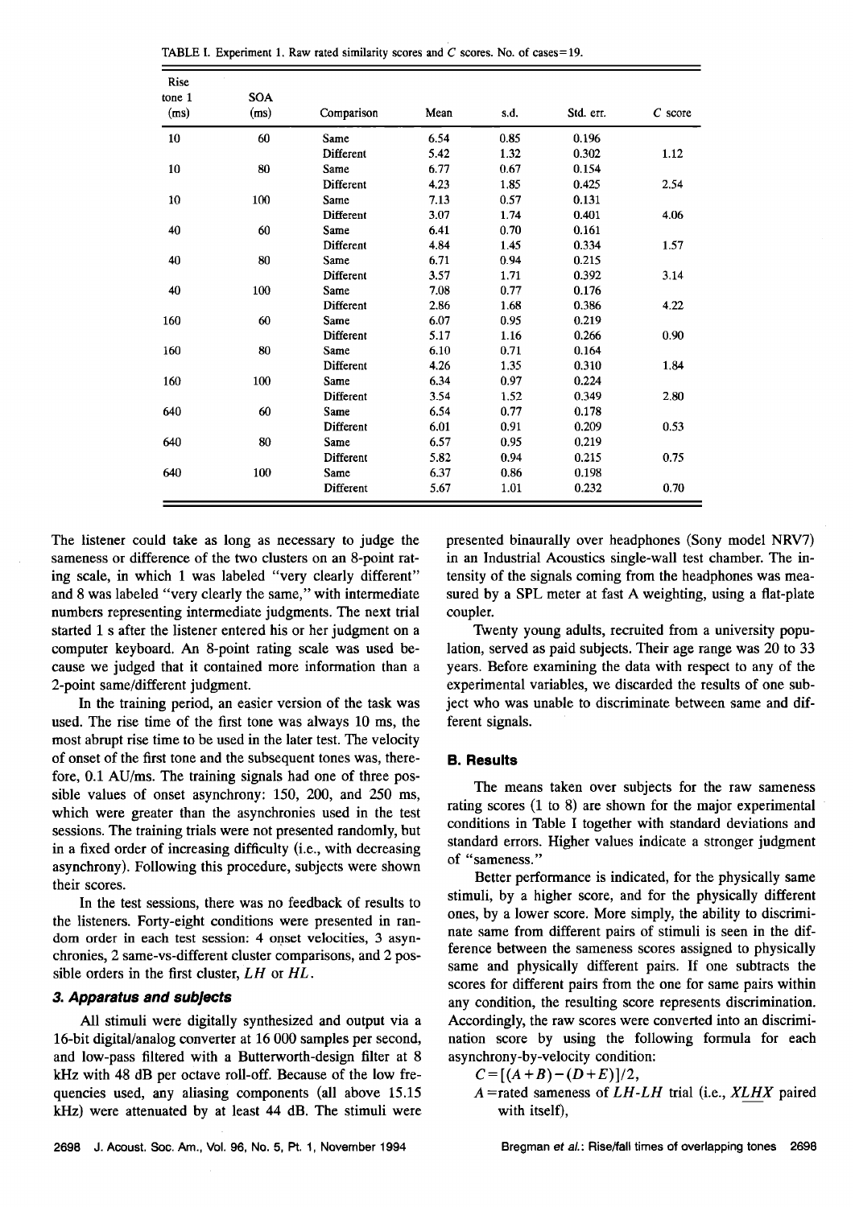TABLE I. Experiment 1. Raw rated similarity scores and $C$ scores. No. of cases=19.

| Rise tone 1 (ms) | SOA (ms) | Comparison | Mean | s.d. | Std. err. | $C$ score |
|---|---|---|---|---|---|---|
| 10 | 60 | Same | 6.54 | 0.85 | 0.196 | |
| | | Different | 5.42 | 1.32 | 0.302 | 1.12 |
| 10 | 80 | Same | 6.77 | 0.67 | 0.154 | |
| | | Different | 4.23 | 1.85 | 0.425 | 2.54 |
| 10 | 100 | Same | 7.13 | 0.57 | 0.131 | |
| | | Different | 3.07 | 1.74 | 0.401 | 4.06 |
| 40 | 60 | Same | 6.41 | 0.70 | 0.161 | |
| | | Different | 4.84 | 1.45 | 0.334 | 1.57 |
| 40 | 80 | Same | 6.71 | 0.94 | 0.215 | |
| | | Different | 3.57 | 1.71 | 0.392 | 3.14 |
| 40 | 100 | Same | 7.08 | 0.77 | 0.176 | |
| | | Different | 2.86 | 1.68 | 0.386 | 4.22 |
| 160 | 60 | Same | 6.07 | 0.95 | 0.219 | |
| | | Different | 5.17 | 1.16 | 0.266 | 0.90 |
| 160 | 80 | Same | 6.10 | 0.71 | 0.164 | |
| | | Different | 4.26 | 1.35 | 0.310 | 1.84 |
| 160 | 100 | Same | 6.34 | 0.97 | 0.224 | |
| | | Different | 3.54 | 1.52 | 0.349 | 2.80 |
| 640 | 60 | Same | 6.54 | 0.77 | 0.178 | |
| | | Different | 6.01 | 0.91 | 0.209 | 0.53 |
| 640 | 80 | Same | 6.57 | 0.95 | 0.219 | |
| | | Different | 5.82 | 0.94 | 0.215 | 0.75 |
| 640 | 100 | Same | 6.37 | 0.86 | 0.198 | |
| | | Different | 5.67 | 1.01 | 0.232 | 0.70 |

The listener could take as long as necessary to judge the sameness or difference of the two clusters on an 8-point rating scale, in which 1 was labeled "very clearly different" and 8 was labeled "very clearly the same," with intermediate numbers representing intermediate judgments. The next trial started 1 s after the listener entered his or her judgment on a computer keyboard. An 8-point rating scale was used because we judged that it contained more information than a 2-point same/different judgment.

In the training period, an easier version of the task was used. The rise time of the first tone was always 10 ms, the most abrupt rise time to be used in the later test. The velocity of onset of the first tone and the subsequent tones was, therefore, 0.1 AU/ms. The training signals had one of three possible values of onset asynchrony: 150, 200, and 250 ms, which were greater than the asynchronies used in the test sessions. The training trials were not presented randomly, but in a fixed order of increasing difficulty (i.e., with decreasing asynchrony). Following this procedure, subjects were shown their scores.

In the test sessions, there was no feedback of results to the listeners. Forty-eight conditions were presented in random order in each test session: 4 onset velocities, 3 asynchronies, 2 same-vs-different cluster comparisons, and 2 possible orders in the first cluster, *LH* or *HL*.

### 3. Apparatus and subjects

All stimuli were digitally synthesized and output via a 16-bit digital/analog converter at 16 000 samples per second, and low-pass filtered with a Butterworth-design filter at 8 kHz with 48 dB per octave roll-off. Because of the low frequencies used, any aliasing components (all above 15.15 kHz) were attenuated by at least 44 dB. The stimuli were presented binaurally over headphones (Sony model NRV7) in an Industrial Acoustics single-wall test chamber. The intensity of the signals coming from the headphones was measured by a SPL meter at fast A weighting, using a flat-plate coupler.

Twenty young adults, recruited from a university population, served as paid subjects. Their age range was 20 to 33 years. Before examining the data with respect to any of the experimental variables, we discarded the results of one subject who was unable to discriminate between same and different signals.

## B. Results

The means taken over subjects for the raw sameness rating scores (1 to 8) are shown for the major experimental conditions in Table I together with standard deviations and standard errors. Higher values indicate a stronger judgment of "sameness."

Better performance is indicated, for the physically same stimuli, by a higher score, and for the physically different ones, by a lower score. More simply, the ability to discriminate same from different pairs of stimuli is seen in the difference between the sameness scores assigned to physically same and physically different pairs. If one subtracts the scores for different pairs from the one for same pairs within any condition, the resulting score represents discrimination. Accordingly, the raw scores were converted into an discrimination score by using the following formula for each asynchrony-by-velocity condition:

$$C=[(A+B)-(D+E)]/2,$$

$A$ =rated sameness of *LH-LH* trial (i.e., $X\underline{LH}X$ paired with itself),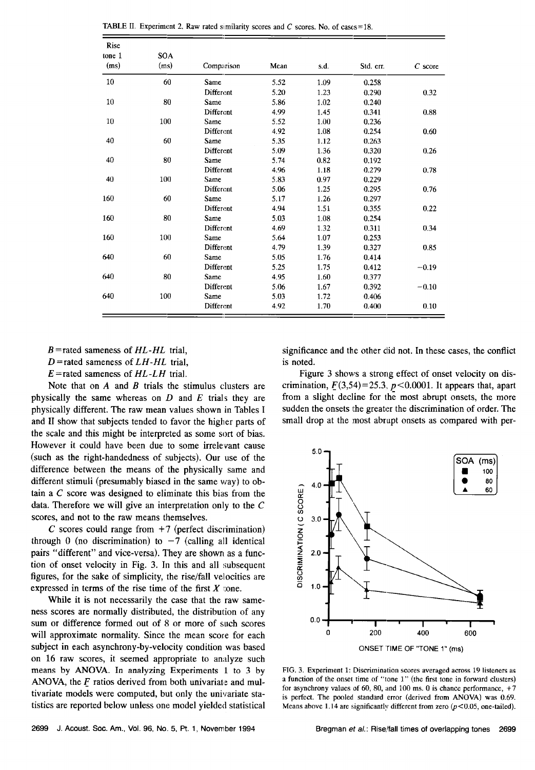TABLE II. Experiment 2. Raw rated similarity scores and $C$ scores. No. of cases=18.

| Rise tone 1 (ms) | SOA (ms) | Comparison | Mean | s.d. | Std. err. | $C$ score |
|---|---|---|---|---|---|---|
| 10 | 60 | Same | 5.52 | 1.09 | 0.258 | |
| | | Different | 5.20 | 1.23 | 0.290 | 0.32 |
| 10 | 80 | Same | 5.86 | 1.02 | 0.240 | |
| | | Different | 4.99 | 1.45 | 0.341 | 0.88 |
| 10 | 100 | Same | 5.52 | 1.00 | 0.236 | |
| | | Different | 4.92 | 1.08 | 0.254 | 0.60 |
| 40 | 60 | Same | 5.35 | 1.12 | 0.263 | |
| | | Different | 5.09 | 1.36 | 0.320 | 0.26 |
| 40 | 80 | Same | 5.74 | 0.82 | 0.192 | |
| | | Different | 4.96 | 1.18 | 0.279 | 0.78 |
| 40 | 100 | Same | 5.83 | 0.97 | 0.229 | |
| | | Different | 5.06 | 1.25 | 0.295 | 0.76 |
| 160 | 60 | Same | 5.17 | 1.26 | 0.297 | |
| | | Different | 4.94 | 1.51 | 0.355 | 0.22 |
| 160 | 80 | Same | 5.03 | 1.08 | 0.254 | |
| | | Different | 4.69 | 1.32 | 0.311 | 0.34 |
| 160 | 100 | Same | 5.64 | 1.07 | 0.253 | |
| | | Different | 4.79 | 1.39 | 0.327 | 0.85 |
| 640 | 60 | Same | 5.05 | 1.76 | 0.414 | |
| | | Different | 5.25 | 1.75 | 0.412 | −0.19 |
| 640 | 80 | Same | 4.95 | 1.60 | 0.377 | |
| | | Different | 5.06 | 1.67 | 0.392 | −0.10 |
| 640 | 100 | Same | 5.03 | 1.72 | 0.406 | |
| | | Different | 4.92 | 1.70 | 0.400 | 0.10 |

$B$ = rated sameness of $HL$-$HL$ trial,

$D$ = rated sameness of $LH$-$HL$ trial,

$E$ = rated sameness of $HL$-$LH$ trial.

Note that on $A$ and $B$ trials the stimulus clusters are physically the same whereas on $D$ and $E$ trials they are physically different. The raw mean values shown in Tables I and II show that subjects tended to favor the higher parts of the scale and this might be interpreted as some sort of bias. However it could have been due to some irrelevant cause (such as the right-handedness of subjects). Our use of the difference between the means of the physically same and different stimuli (presumably biased in the same way) to obtain a $C$ score was designed to eliminate this bias from the data. Therefore we will give an interpretation only to the $C$ scores, and not to the raw means themselves.

$C$ scores could range from +7 (perfect discrimination) through 0 (no discrimination) to −7 (calling all identical pairs "different" and vice-versa). They are shown as a function of onset velocity in Fig. 3. In this and all subsequent figures, for the sake of simplicity, the rise/fall velocities are expressed in terms of the rise time of the first $X$ tone.

While it is not necessarily the case that the raw sameness scores are normally distributed, the distribution of any sum or difference formed out of 8 or more of such scores will approximate normality. Since the mean score for each subject in each asynchrony-by-velocity condition was based on 16 raw scores, it seemed appropriate to analyze such means by ANOVA. In analyzing Experiments 1 to 3 by ANOVA, the $F$ ratios derived from both univariate and multivariate models were computed, but only the univariate statistics are reported below unless one model yielded statistical significance and the other did not. In these cases, the conflict is noted.

Figure 3 shows a strong effect of onset velocity on discrimination, $F(3,54)=25.3$, $p<0.0001$. It appears that, apart from a slight decline for the most abrupt onsets, the more sudden the onsets the greater the discrimination of order. The small drop at the most abrupt onsets as compared with per-

FIG. 3. Experiment 1: Discrimination scores averaged across 19 listeners as a function of the onset time of "tone 1" (the first tone in forward clusters) for asynchrony values of 60, 80, and 100 ms. 0 is chance performance, +7 is perfect. The pooled standard error (derived from ANOVA) was 0.69. Means above 1.14 are significantly different from zero ($p<0.05$, one-tailed).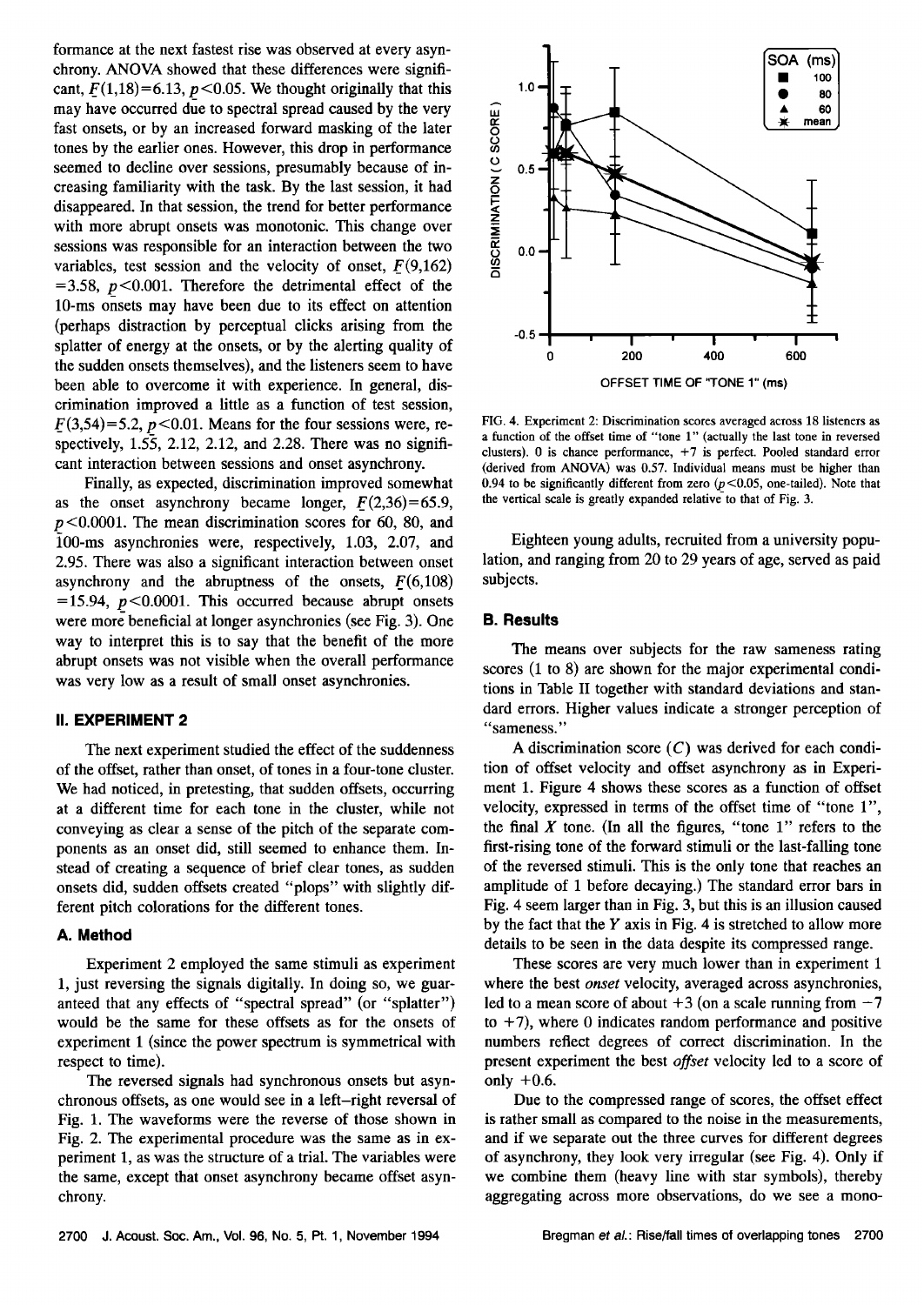formance at the next fastest rise was observed at every asynchrony. ANOVA showed that these differences were significant, $F(1,18)=6.13$, $p<0.05$. We thought originally that this may have occurred due to spectral spread caused by the very fast onsets, or by an increased forward masking of the later tones by the earlier ones. However, this drop in performance seemed to decline over sessions, presumably because of increasing familiarity with the task. By the last session, it had disappeared. In that session, the trend for better performance with more abrupt onsets was monotonic. This change over sessions was responsible for an interaction between the two variables, test session and the velocity of onset, $F(9,162)=3.58$, $p<0.001$. Therefore the detrimental effect of the 10-ms onsets may have been due to its effect on attention (perhaps distraction by perceptual clicks arising from the splatter of energy at the onsets, or by the alerting quality of the sudden onsets themselves), and the listeners seem to have been able to overcome it with experience. In general, discrimination improved a little as a function of test session, $F(3,54)=5.2$, $p<0.01$. Means for the four sessions were, respectively, 1.55, 2.12, 2.12, and 2.28. There was no significant interaction between sessions and onset asynchrony.

Finally, as expected, discrimination improved somewhat as the onset asynchrony became longer, $F(2,36)=65.9$, $p<0.0001$. The mean discrimination scores for 60, 80, and 100-ms asynchronies were, respectively, 1.03, 2.07, and 2.95. There was also a significant interaction between onset asynchrony and the abruptness of the onsets, $F(6,108)=15.94$, $p<0.0001$. This occurred because abrupt onsets were more beneficial at longer asynchronies (see Fig. 3). One way to interpret this is to say that the benefit of the more abrupt onsets was not visible when the overall performance was very low as a result of small onset asynchronies.

## II. EXPERIMENT 2

The next experiment studied the effect of the suddenness of the offset, rather than onset, of tones in a four-tone cluster. We had noticed, in pretesting, that sudden offsets, occurring at a different time for each tone in the cluster, while not conveying as clear a sense of the pitch of the separate components as an onset did, still seemed to enhance them. Instead of creating a sequence of brief clear tones, as sudden onsets did, sudden offsets created "plops" with slightly different pitch colorations for the different tones.

### A. Method

Experiment 2 employed the same stimuli as experiment 1, just reversing the signals digitally. In doing so, we guaranteed that any effects of "spectral spread" (or "splatter") would be the same for these offsets as for the onsets of experiment 1 (since the power spectrum is symmetrical with respect to time).

The reversed signals had synchronous onsets but asynchronous offsets, as one would see in a left–right reversal of Fig. 1. The waveforms were the reverse of those shown in Fig. 2. The experimental procedure was the same as in experiment 1, as was the structure of a trial. The variables were the same, except that onset asynchrony became offset asynchrony.

FIG. 4. Experiment 2: Discrimination scores averaged across 18 listeners as a function of the offset time of "tone 1" (actually the last tone in reversed clusters). 0 is chance performance, +7 is perfect. Pooled standard error (derived from ANOVA) was 0.57. Individual means must be higher than 0.94 to be significantly different from zero ($p<0.05$, one-tailed). Note that the vertical scale is greatly expanded relative to that of Fig. 3.

Eighteen young adults, recruited from a university population, and ranging from 20 to 29 years of age, served as paid subjects.

### B. Results

The means over subjects for the raw sameness rating scores (1 to 8) are shown for the major experimental conditions in Table II together with standard deviations and standard errors. Higher values indicate a stronger perception of "sameness."

A discrimination score ($C$) was derived for each condition of offset velocity and offset asynchrony as in Experiment 1. Figure 4 shows these scores as a function of offset velocity, expressed in terms of the offset time of "tone 1", the final $X$ tone. (In all the figures, "tone 1" refers to the first-rising tone of the forward stimuli or the last-falling tone of the reversed stimuli. This is the only tone that reaches an amplitude of 1 before decaying.) The standard error bars in Fig. 4 seem larger than in Fig. 3, but this is an illusion caused by the fact that the $Y$ axis in Fig. 4 is stretched to allow more details to be seen in the data despite its compressed range.

These scores are very much lower than in experiment 1 where the best *onset* velocity, averaged across asynchronies, led to a mean score of about +3 (on a scale running from −7 to +7), where 0 indicates random performance and positive numbers reflect degrees of correct discrimination. In the present experiment the best *offset* velocity led to a score of only +0.6.

Due to the compressed range of scores, the offset effect is rather small as compared to the noise in the measurements, and if we separate out the three curves for different degrees of asynchrony, they look very irregular (see Fig. 4). Only if we combine them (heavy line with star symbols), thereby aggregating across more observations, do we see a mono-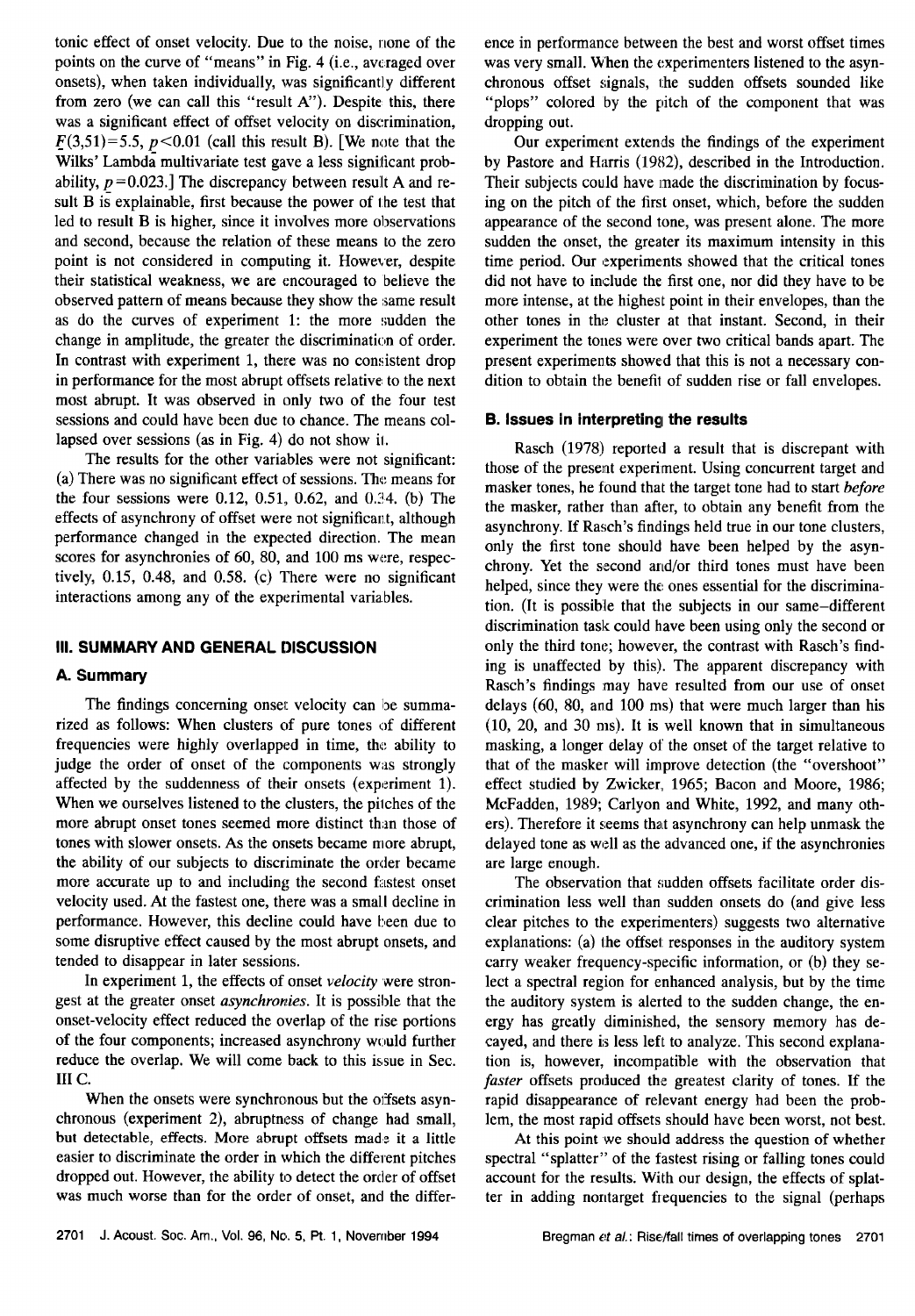tonic effect of onset velocity. Due to the noise, none of the points on the curve of "means" in Fig. 4 (i.e., averaged over onsets), when taken individually, was significantly different from zero (we can call this "result A"). Despite this, there was a significant effect of offset velocity on discrimination, $F(3,51)=5.5$, $p<0.01$ (call this result B). [We note that the Wilks' Lambda multivariate test gave a less significant probability, $p=0.023$.] The discrepancy between result A and result B is explainable, first because the power of the test that led to result B is higher, since it involves more observations and second, because the relation of these means to the zero point is not considered in computing it. However, despite their statistical weakness, we are encouraged to believe the observed pattern of means because they show the same result as do the curves of experiment 1: the more sudden the change in amplitude, the greater the discrimination of order. In contrast with experiment 1, there was no consistent drop in performance for the most abrupt offsets relative to the next most abrupt. It was observed in only two of the four test sessions and could have been due to chance. The means collapsed over sessions (as in Fig. 4) do not show it.

The results for the other variables were not significant: (a) There was no significant effect of sessions. The means for the four sessions were 0.12, 0.51, 0.62, and 0.34. (b) The effects of asynchrony of offset were not significant, although performance changed in the expected direction. The mean scores for asynchronies of 60, 80, and 100 ms were, respectively, 0.15, 0.48, and 0.58. (c) There were no significant interactions among any of the experimental variables.

## III. SUMMARY AND GENERAL DISCUSSION

### A. Summary

The findings concerning onset velocity can be summarized as follows: When clusters of pure tones of different frequencies were highly overlapped in time, the ability to judge the order of onset of the components was strongly affected by the suddenness of their onsets (experiment 1). When we ourselves listened to the clusters, the pitches of the more abrupt onset tones seemed more distinct than those of tones with slower onsets. As the onsets became more abrupt, the ability of our subjects to discriminate the order became more accurate up to and including the second fastest onset velocity used. At the fastest one, there was a small decline in performance. However, this decline could have been due to some disruptive effect caused by the most abrupt onsets, and tended to disappear in later sessions.

In experiment 1, the effects of onset *velocity* were strongest at the greater onset *asynchronies*. It is possible that the onset-velocity effect reduced the overlap of the rise portions of the four components; increased asynchrony would further reduce the overlap. We will come back to this issue in Sec. III C.

When the onsets were synchronous but the offsets asynchronous (experiment 2), abruptness of change had small, but detectable, effects. More abrupt offsets made it a little easier to discriminate the order in which the different pitches dropped out. However, the ability to detect the order of offset was much worse than for the order of onset, and the difference in performance between the best and worst offset times was very small. When the experimenters listened to the asynchronous offset signals, the sudden offsets sounded like "plops" colored by the pitch of the component that was dropping out.

Our experiment extends the findings of the experiment by Pastore and Harris (1982), described in the Introduction. Their subjects could have made the discrimination by focusing on the pitch of the first onset, which, before the sudden appearance of the second tone, was present alone. The more sudden the onset, the greater its maximum intensity in this time period. Our experiments showed that the critical tones did not have to include the first one, nor did they have to be more intense, at the highest point in their envelopes, than the other tones in the cluster at that instant. Second, in their experiment the tones were over two critical bands apart. The present experiments showed that this is not a necessary condition to obtain the benefit of sudden rise or fall envelopes.

### B. Issues in interpreting the results

Rasch (1978) reported a result that is discrepant with those of the present experiment. Using concurrent target and masker tones, he found that the target tone had to start *before* the masker, rather than after, to obtain any benefit from the asynchrony. If Rasch's findings held true in our tone clusters, only the first tone should have been helped by the asynchrony. Yet the second and/or third tones must have been helped, since they were the ones essential for the discrimination. (It is possible that the subjects in our same–different discrimination task could have been using only the second or only the third tone; however, the contrast with Rasch's finding is unaffected by this). The apparent discrepancy with Rasch's findings may have resulted from our use of onset delays (60, 80, and 100 ms) that were much larger than his (10, 20, and 30 ms). It is well known that in simultaneous masking, a longer delay of the onset of the target relative to that of the masker will improve detection (the "overshoot" effect studied by Zwicker, 1965; Bacon and Moore, 1986; McFadden, 1989; Carlyon and White, 1992, and many others). Therefore it seems that asynchrony can help unmask the delayed tone as well as the advanced one, if the asynchronies are large enough.

The observation that sudden offsets facilitate order discrimination less well than sudden onsets do (and give less clear pitches to the experimenters) suggests two alternative explanations: (a) the offset responses in the auditory system carry weaker frequency-specific information, or (b) they select a spectral region for enhanced analysis, but by the time the auditory system is alerted to the sudden change, the energy has greatly diminished, the sensory memory has decayed, and there is less left to analyze. This second explanation is, however, incompatible with the observation that *faster* offsets produced the greatest clarity of tones. If the rapid disappearance of relevant energy had been the problem, the most rapid offsets should have been worst, not best.

At this point we should address the question of whether spectral "splatter" of the fastest rising or falling tones could account for the results. With our design, the effects of splatter in adding nontarget frequencies to the signal (perhaps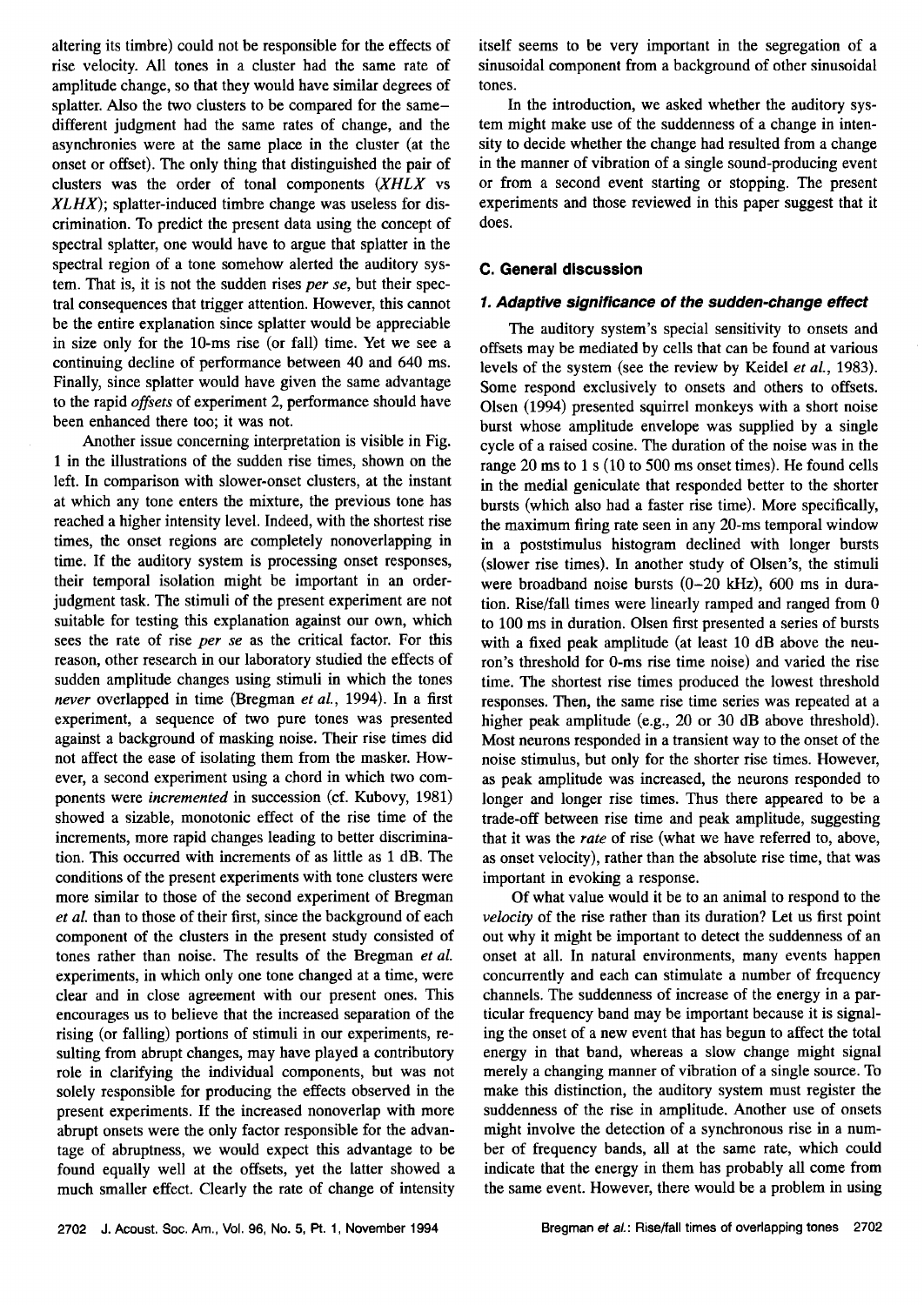altering its timbre) could not be responsible for the effects of rise velocity. All tones in a cluster had the same rate of amplitude change, so that they would have similar degrees of splatter. Also the two clusters to be compared for the same–different judgment had the same rates of change, and the asynchronies were at the same place in the cluster (at the onset or offset). The only thing that distinguished the pair of clusters was the order of tonal components (*XHLX* vs *XLHX*); splatter-induced timbre change was useless for discrimination. To predict the present data using the concept of spectral splatter, one would have to argue that splatter in the spectral region of a tone somehow alerted the auditory system. That is, it is not the sudden rises *per se*, but their spectral consequences that trigger attention. However, this cannot be the entire explanation since splatter would be appreciable in size only for the 10-ms rise (or fall) time. Yet we see a continuing decline of performance between 40 and 640 ms. Finally, since splatter would have given the same advantage to the rapid *offsets* of experiment 2, performance should have been enhanced there too; it was not.

Another issue concerning interpretation is visible in Fig. 1 in the illustrations of the sudden rise times, shown on the left. In comparison with slower-onset clusters, at the instant at which any tone enters the mixture, the previous tone has reached a higher intensity level. Indeed, with the shortest rise times, the onset regions are completely nonoverlapping in time. If the auditory system is processing onset responses, their temporal isolation might be important in an order-judgment task. The stimuli of the present experiment are not suitable for testing this explanation against our own, which sees the rate of rise *per se* as the critical factor. For this reason, other research in our laboratory studied the effects of sudden amplitude changes using stimuli in which the tones *never* overlapped in time (Bregman *et al.*, 1994). In a first experiment, a sequence of two pure tones was presented against a background of masking noise. Their rise times did not affect the ease of isolating them from the masker. However, a second experiment using a chord in which two components were *incremented* in succession (cf. Kubovy, 1981) showed a sizable, monotonic effect of the rise time of the increments, more rapid changes leading to better discrimination. This occurred with increments of as little as 1 dB. The conditions of the present experiments with tone clusters were more similar to those of the second experiment of Bregman *et al.* than to those of their first, since the background of each component of the clusters in the present study consisted of tones rather than noise. The results of the Bregman *et al.* experiments, in which only one tone changed at a time, were clear and in close agreement with our present ones. This encourages us to believe that the increased separation of the rising (or falling) portions of stimuli in our experiments, resulting from abrupt changes, may have played a contributory role in clarifying the individual components, but was not solely responsible for producing the effects observed in the present experiments. If the increased nonoverlap with more abrupt onsets were the only factor responsible for the advantage of abruptness, we would expect this advantage to be found equally well at the offsets, yet the latter showed a much smaller effect. Clearly the rate of change of intensity itself seems to be very important in the segregation of a sinusoidal component from a background of other sinusoidal tones.

In the introduction, we asked whether the auditory system might make use of the suddenness of a change in intensity to decide whether the change had resulted from a change in the manner of vibration of a single sound-producing event or from a second event starting or stopping. The present experiments and those reviewed in this paper suggest that it does.

### C. General discussion

#### 1. Adaptive significance of the sudden-change effect

The auditory system's special sensitivity to onsets and offsets may be mediated by cells that can be found at various levels of the system (see the review by Keidel *et al.*, 1983). Some respond exclusively to onsets and others to offsets. Olsen (1994) presented squirrel monkeys with a short noise burst whose amplitude envelope was supplied by a single cycle of a raised cosine. The duration of the noise was in the range 20 ms to 1 s (10 to 500 ms onset times). He found cells in the medial geniculate that responded better to the shorter bursts (which also had a faster rise time). More specifically, the maximum firing rate seen in any 20-ms temporal window in a poststimulus histogram declined with longer bursts (slower rise times). In another study of Olsen's, the stimuli were broadband noise bursts (0–20 kHz), 600 ms in duration. Rise/fall times were linearly ramped and ranged from 0 to 100 ms in duration. Olsen first presented a series of bursts with a fixed peak amplitude (at least 10 dB above the neuron's threshold for 0-ms rise time noise) and varied the rise time. The shortest rise times produced the lowest threshold responses. Then, the same rise time series was repeated at a higher peak amplitude (e.g., 20 or 30 dB above threshold). Most neurons responded in a transient way to the onset of the noise stimulus, but only for the shorter rise times. However, as peak amplitude was increased, the neurons responded to longer and longer rise times. Thus there appeared to be a trade-off between rise time and peak amplitude, suggesting that it was the *rate* of rise (what we have referred to, above, as onset velocity), rather than the absolute rise time, that was important in evoking a response.

Of what value would it be to an animal to respond to the *velocity* of the rise rather than its duration? Let us first point out why it might be important to detect the suddenness of an onset at all. In natural environments, many events happen concurrently and each can stimulate a number of frequency channels. The suddenness of increase of the energy in a particular frequency band may be important because it is signaling the onset of a new event that has begun to affect the total energy in that band, whereas a slow change might signal merely a changing manner of vibration of a single source. To make this distinction, the auditory system must register the suddenness of the rise in amplitude. Another use of onsets might involve the detection of a synchronous rise in a number of frequency bands, all at the same rate, which could indicate that the energy in them has probably all come from the same event. However, there would be a problem in using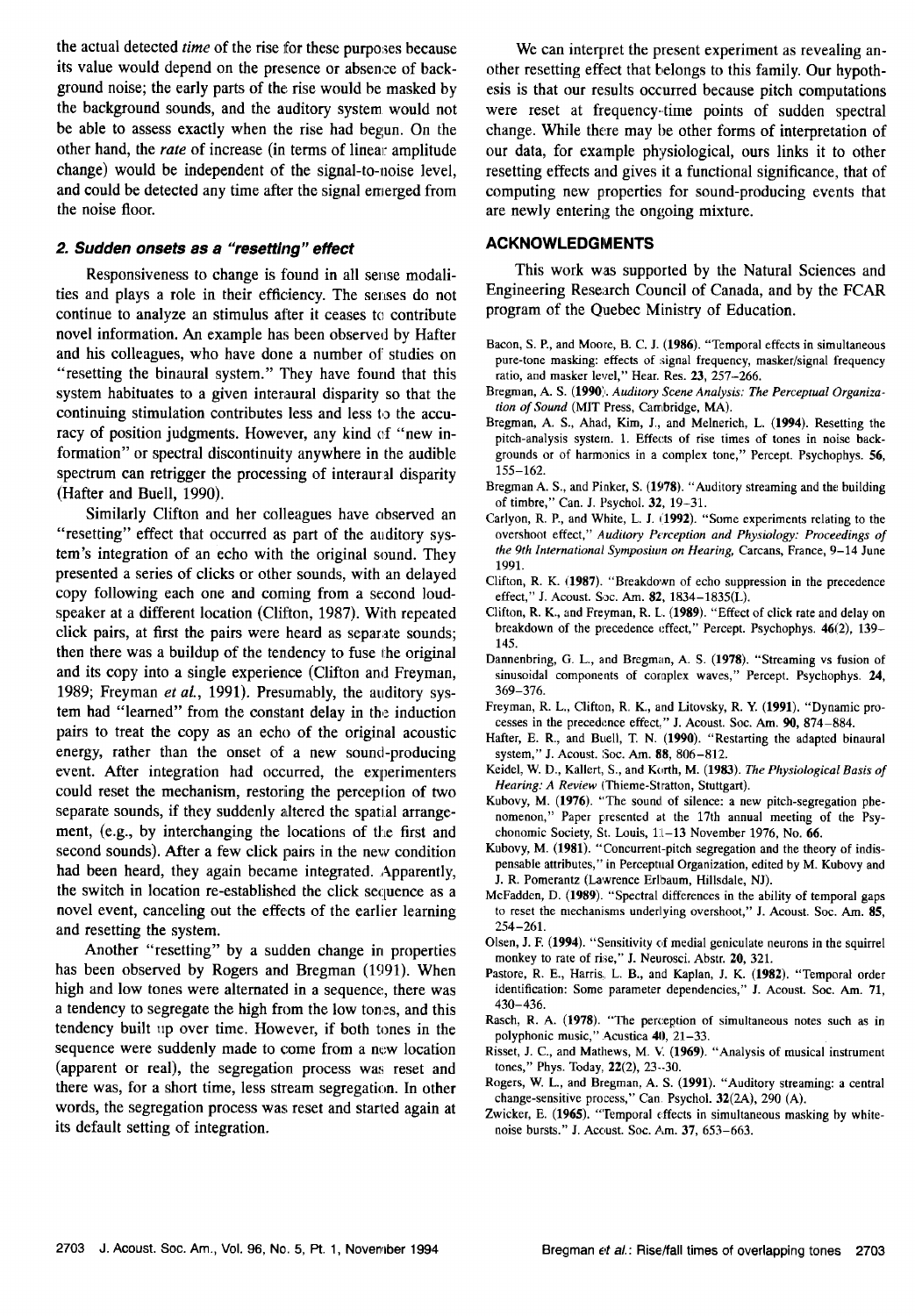the actual detected *time* of the rise for these purposes because its value would depend on the presence or absence of background noise; the early parts of the rise would be masked by the background sounds, and the auditory system would not be able to assess exactly when the rise had begun. On the other hand, the *rate* of increase (in terms of linear amplitude change) would be independent of the signal-to-noise level, and could be detected any time after the signal emerged from the noise floor.

### 2. Sudden onsets as a "resetting" effect

Responsiveness to change is found in all sense modalities and plays a role in their efficiency. The senses do not continue to analyze an stimulus after it ceases to contribute novel information. An example has been observed by Hafter and his colleagues, who have done a number of studies on "resetting the binaural system." They have found that this system habituates to a given interaural disparity so that the continuing stimulation contributes less and less to the accuracy of position judgments. However, any kind of "new information" or spectral discontinuity anywhere in the audible spectrum can retrigger the processing of interaural disparity (Hafter and Buell, 1990).

Similarly Clifton and her colleagues have observed an "resetting" effect that occurred as part of the auditory system's integration of an echo with the original sound. They presented a series of clicks or other sounds, with an delayed copy following each one and coming from a second loudspeaker at a different location (Clifton, 1987). With repeated click pairs, at first the pairs were heard as separate sounds; then there was a buildup of the tendency to fuse the original and its copy into a single experience (Clifton and Freyman, 1989; Freyman *et al.*, 1991). Presumably, the auditory system had "learned" from the constant delay in the induction pairs to treat the copy as an echo of the original acoustic energy, rather than the onset of a new sound-producing event. After integration had occurred, the experimenters could reset the mechanism, restoring the perception of two separate sounds, if they suddenly altered the spatial arrangement, (e.g., by interchanging the locations of the first and second sounds). After a few click pairs in the new condition had been heard, they again became integrated. Apparently, the switch in location re-established the click sequence as a novel event, canceling out the effects of the earlier learning and resetting the system.

Another "resetting" by a sudden change in properties has been observed by Rogers and Bregman (1991). When high and low tones were alternated in a sequence, there was a tendency to segregate the high from the low tones, and this tendency built up over time. However, if both tones in the sequence were suddenly made to come from a new location (apparent or real), the segregation process was reset and there was, for a short time, less stream segregation. In other words, the segregation process was reset and started again at its default setting of integration.

We can interpret the present experiment as revealing another resetting effect that belongs to this family. Our hypothesis is that our results occurred because pitch computations were reset at frequency-time points of sudden spectral change. While there may be other forms of interpretation of our data, for example physiological, ours links it to other resetting effects and gives it a functional significance, that of computing new properties for sound-producing events that are newly entering the ongoing mixture.

## ACKNOWLEDGMENTS

This work was supported by the Natural Sciences and Engineering Research Council of Canada, and by the FCAR program of the Quebec Ministry of Education.

Bacon, S. P., and Moore, B. C. J. (1986). "Temporal effects in simultaneous pure-tone masking: effects of signal frequency, masker/signal frequency ratio, and masker level," Hear. Res. **23**, 257–266.

Bregman, A. S. (1990). *Auditory Scene Analysis: The Perceptual Organization of Sound* (MIT Press, Cambridge, MA).

Bregman, A. S., Ahad, Kim, J., and Melnerich, L. (1994). Resetting the pitch-analysis system. 1. Effects of rise times of tones in noise backgrounds or of harmonics in a complex tone," Percept. Psychophys. **56**, 155–162.

Bregman A. S., and Pinker, S. (1978). "Auditory streaming and the building of timbre," Can. J. Psychol. **32**, 19–31.

Carlyon, R. P., and White, L. J. (1992). "Some experiments relating to the overshoot effect," *Auditory Perception and Physiology: Proceedings of the 9th International Symposium on Hearing*, Carcans, France, 9–14 June 1991.

Clifton, R. K. (1987). "Breakdown of echo suppression in the precedence effect," J. Acoust. Soc. Am. **82**, 1834–1835(L).

Clifton, R. K., and Freyman, R. L. (1989). "Effect of click rate and delay on breakdown of the precedence effect," Percept. Psychophys. **46**(2), 139–145.

Dannenbring, G. L., and Bregman, A. S. (1978). "Streaming vs fusion of sinusoidal components of complex waves," Percept. Psychophys. **24**, 369–376.

Freyman, R. L., Clifton, R. K., and Litovsky, R. Y. (1991). "Dynamic processes in the precedence effect," J. Acoust. Soc. Am. **90**, 874–884.

Hafter, E. R., and Buell, T. N. (1990). "Restarting the adapted binaural system," J. Acoust. Soc. Am. **88**, 806–812.

Keidel, W. D., Kallert, S., and Korth, M. (1983). *The Physiological Basis of Hearing: A Review* (Thieme-Stratton, Stuttgart).

Kubovy, M. (1976). "The sound of silence: a new pitch-segregation phenomenon," Paper presented at the 17th annual meeting of the Psychonomic Society, St. Louis, 11–13 November 1976, No. **66**.

Kubovy, M. (1981). "Concurrent-pitch segregation and the theory of indispensable attributes," in Perceptual Organization, edited by M. Kubovy and J. R. Pomerantz (Lawrence Erlbaum, Hillsdale, NJ).

McFadden, D. (1989). "Spectral differences in the ability of temporal gaps to reset the mechanisms underlying overshoot," J. Acoust. Soc. Am. **85**, 254–261.

Olsen, J. F. (1994). "Sensitivity of medial geniculate neurons in the squirrel monkey to rate of rise," J. Neurosci. Abstr. **20**, 321.

Pastore, R. E., Harris, L. B., and Kaplan, J. K. (1982). "Temporal order identification: Some parameter dependencies," J. Acoust. Soc. Am. **71**, 430–436.

Rasch, R. A. (1978). "The perception of simultaneous notes such as in polyphonic music," Acustica **40**, 21–33.

Risset, J. C., and Mathews, M. V. (1969). "Analysis of musical instrument tones," Phys. Today, **22**(2), 23–30.

Rogers, W. L., and Bregman, A. S. (1991). "Auditory streaming: a central change-sensitive process," Can. Psychol. **32**(2A), 290 (A).

Zwicker, E. (1965). "Temporal effects in simultaneous masking by white-noise bursts." J. Acoust. Soc. Am. **37**, 653–663.